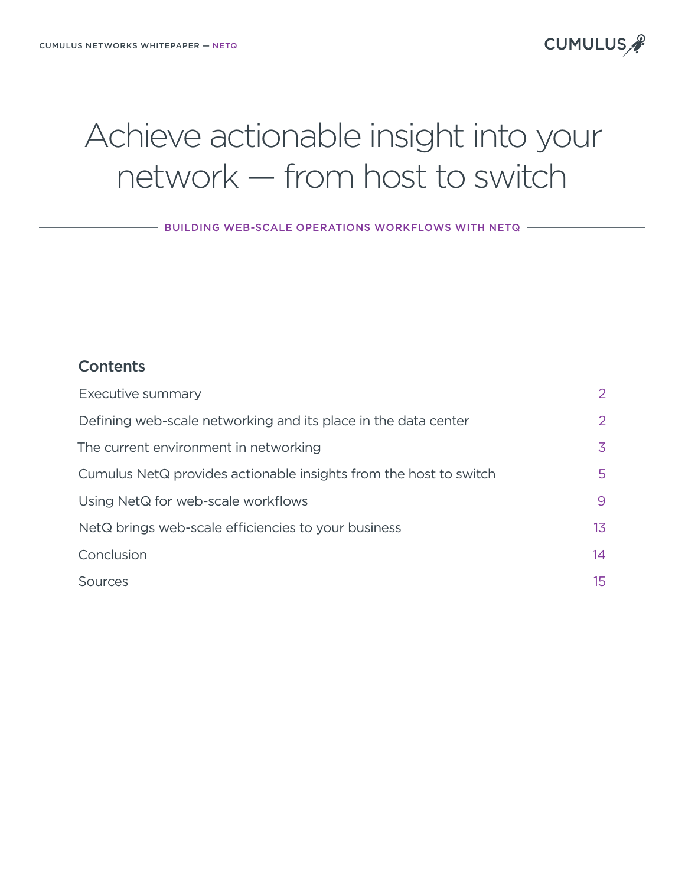# Achieve actionable insight into your network — from host to switch

BUILDING WEB-SCALE OPERATIONS WORKFLOWS WITH NETQ

## Contents

| | |
|---|---|
| Executive summary | 2 |
| Defining web-scale networking and its place in the data center | 2 |
| The current environment in networking | 3 |
| Cumulus NetQ provides actionable insights from the host to switch | 5 |
| Using NetQ for web-scale workflows | 9 |
| NetQ brings web-scale efficiencies to your business | 13 |
| Conclusion | 14 |
| Sources | 15 |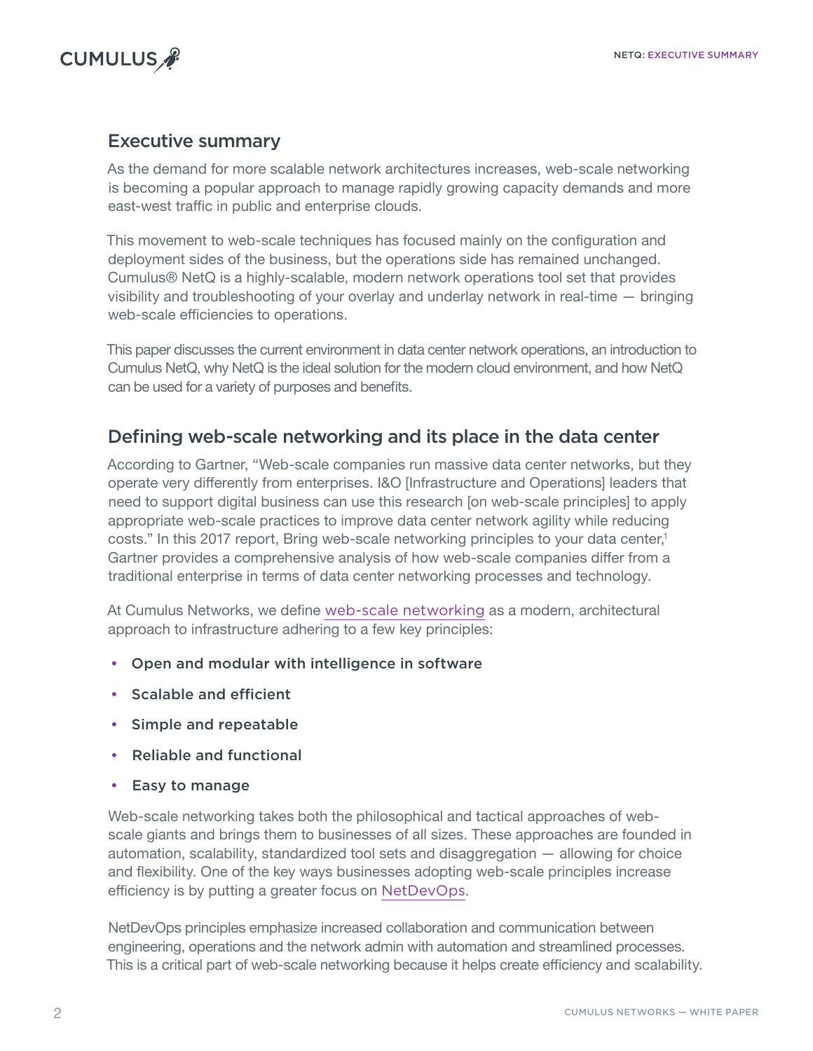## Executive summary

As the demand for more scalable network architectures increases, web-scale networking is becoming a popular approach to manage rapidly growing capacity demands and more east-west traffic in public and enterprise clouds.

This movement to web-scale techniques has focused mainly on the configuration and deployment sides of the business, but the operations side has remained unchanged. Cumulus® NetQ is a highly-scalable, modern network operations tool set that provides visibility and troubleshooting of your overlay and underlay network in real-time — bringing web-scale efficiencies to operations.

This paper discusses the current environment in data center network operations, an introduction to Cumulus NetQ, why NetQ is the ideal solution for the modern cloud environment, and how NetQ can be used for a variety of purposes and benefits.

## Defining web-scale networking and its place in the data center

According to Gartner, "Web-scale companies run massive data center networks, but they operate very differently from enterprises. I&O [Infrastructure and Operations] leaders that need to support digital business can use this research [on web-scale principles] to apply appropriate web-scale practices to improve data center network agility while reducing costs." In this 2017 report, Bring web-scale networking principles to your data center,[1] Gartner provides a comprehensive analysis of how web-scale companies differ from a traditional enterprise in terms of data center networking processes and technology.

At Cumulus Networks, we define web-scale networking as a modern, architectural approach to infrastructure adhering to a few key principles:

- **Open and modular with intelligence in software**
- **Scalable and efficient**
- **Simple and repeatable**
- **Reliable and functional**
- **Easy to manage**

Web-scale networking takes both the philosophical and tactical approaches of web-scale giants and brings them to businesses of all sizes. These approaches are founded in automation, scalability, standardized tool sets and disaggregation — allowing for choice and flexibility. One of the key ways businesses adopting web-scale principles increase efficiency is by putting a greater focus on NetDevOps.

NetDevOps principles emphasize increased collaboration and communication between engineering, operations and the network admin with automation and streamlined processes. This is a critical part of web-scale networking because it helps create efficiency and scalability.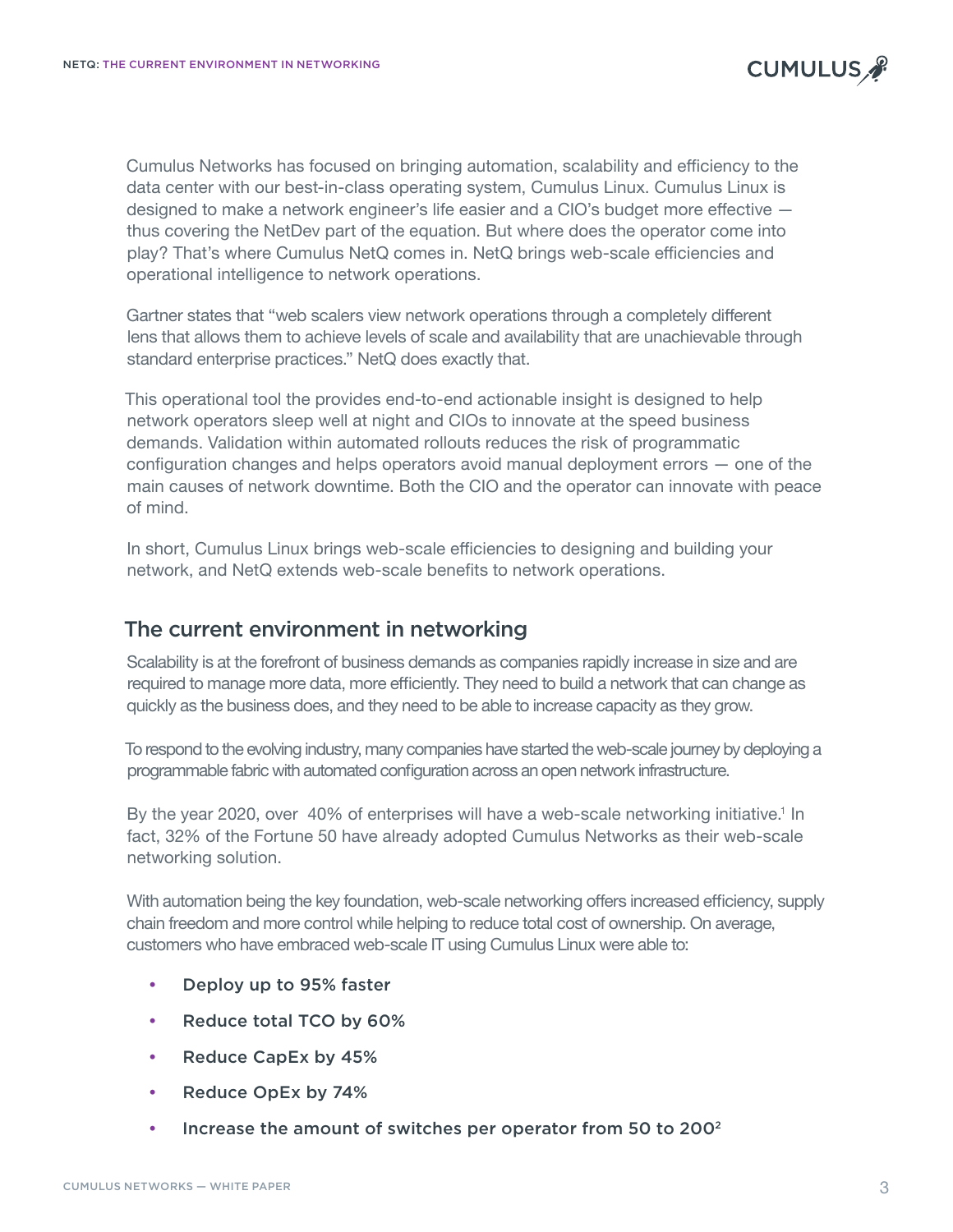Cumulus Networks has focused on bringing automation, scalability and efficiency to the data center with our best-in-class operating system, Cumulus Linux. Cumulus Linux is designed to make a network engineer's life easier and a CIO's budget more effective — thus covering the NetDev part of the equation. But where does the operator come into play? That's where Cumulus NetQ comes in. NetQ brings web-scale efficiencies and operational intelligence to network operations.

Gartner states that "web scalers view network operations through a completely different lens that allows them to achieve levels of scale and availability that are unachievable through standard enterprise practices." NetQ does exactly that.

This operational tool the provides end-to-end actionable insight is designed to help network operators sleep well at night and CIOs to innovate at the speed business demands. Validation within automated rollouts reduces the risk of programmatic configuration changes and helps operators avoid manual deployment errors — one of the main causes of network downtime. Both the CIO and the operator can innovate with peace of mind.

In short, Cumulus Linux brings web-scale efficiencies to designing and building your network, and NetQ extends web-scale benefits to network operations.

## The current environment in networking

Scalability is at the forefront of business demands as companies rapidly increase in size and are required to manage more data, more efficiently. They need to build a network that can change as quickly as the business does, and they need to be able to increase capacity as they grow.

To respond to the evolving industry, many companies have started the web-scale journey by deploying a programmable fabric with automated configuration across an open network infrastructure.

By the year 2020, over 40% of enterprises will have a web-scale networking initiative.[1] In fact, 32% of the Fortune 50 have already adopted Cumulus Networks as their web-scale networking solution.

With automation being the key foundation, web-scale networking offers increased efficiency, supply chain freedom and more control while helping to reduce total cost of ownership. On average, customers who have embraced web-scale IT using Cumulus Linux were able to:

- Deploy up to 95% faster
- Reduce total TCO by 60%
- Reduce CapEx by 45%
- Reduce OpEx by 74%
- Increase the amount of switches per operator from 50 to 200[2]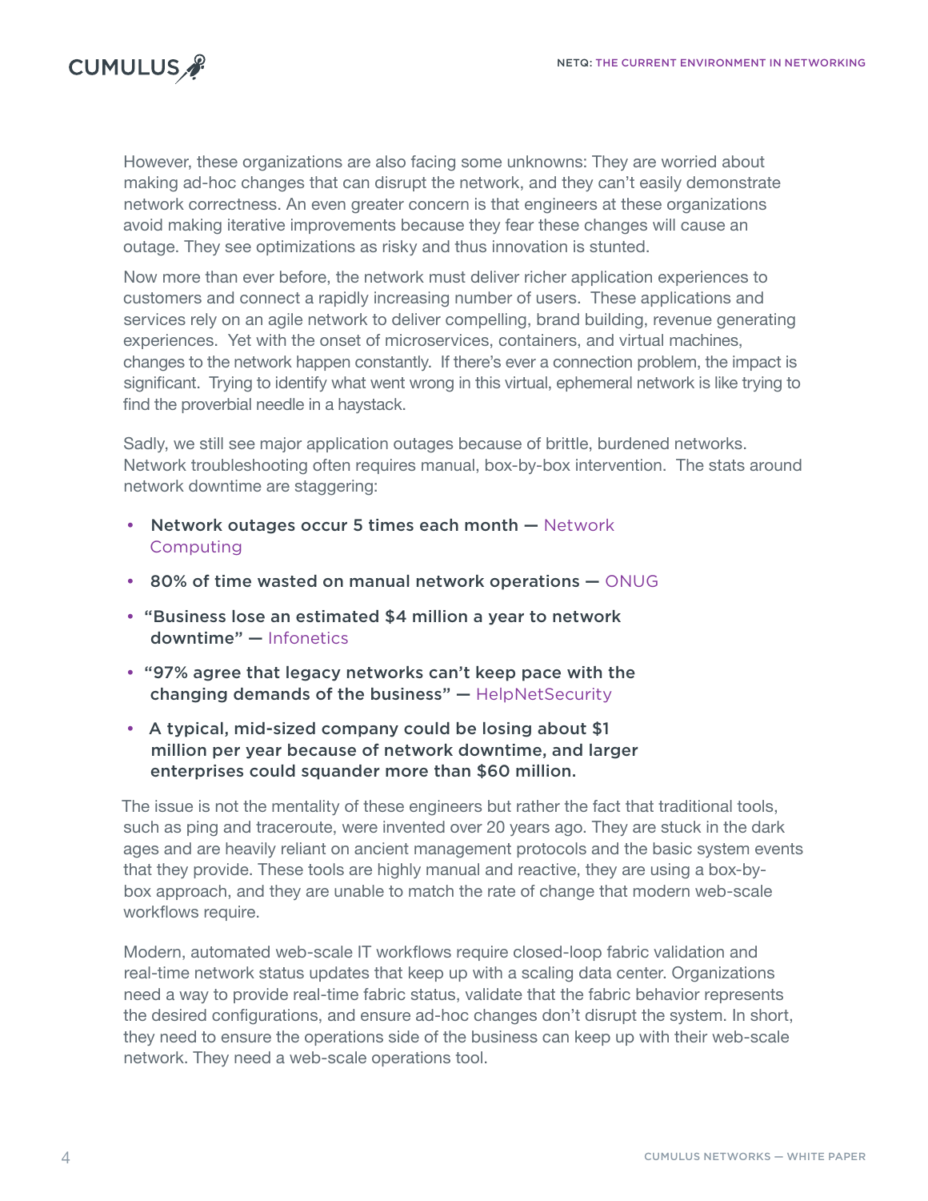However, these organizations are also facing some unknowns: They are worried about making ad-hoc changes that can disrupt the network, and they can't easily demonstrate network correctness. An even greater concern is that engineers at these organizations avoid making iterative improvements because they fear these changes will cause an outage. They see optimizations as risky and thus innovation is stunted.

Now more than ever before, the network must deliver richer application experiences to customers and connect a rapidly increasing number of users. These applications and services rely on an agile network to deliver compelling, brand building, revenue generating experiences. Yet with the onset of microservices, containers, and virtual machines, changes to the network happen constantly. If there's ever a connection problem, the impact is significant. Trying to identify what went wrong in this virtual, ephemeral network is like trying to find the proverbial needle in a haystack.

Sadly, we still see major application outages because of brittle, burdened networks. Network troubleshooting often requires manual, box-by-box intervention. The stats around network downtime are staggering:

- **Network outages occur 5 times each month —** Network Computing
- **80% of time wasted on manual network operations —** ONUG
- **"Business lose an estimated $4 million a year to network downtime" —** Infonetics
- **"97% agree that legacy networks can't keep pace with the changing demands of the business" —** HelpNetSecurity
- **A typical, mid-sized company could be losing about $1 million per year because of network downtime, and larger enterprises could squander more than $60 million.**

The issue is not the mentality of these engineers but rather the fact that traditional tools, such as ping and traceroute, were invented over 20 years ago. They are stuck in the dark ages and are heavily reliant on ancient management protocols and the basic system events that they provide. These tools are highly manual and reactive, they are using a box-by-box approach, and they are unable to match the rate of change that modern web-scale workflows require.

Modern, automated web-scale IT workflows require closed-loop fabric validation and real-time network status updates that keep up with a scaling data center. Organizations need a way to provide real-time fabric status, validate that the fabric behavior represents the desired configurations, and ensure ad-hoc changes don't disrupt the system. In short, they need to ensure the operations side of the business can keep up with their web-scale network. They need a web-scale operations tool.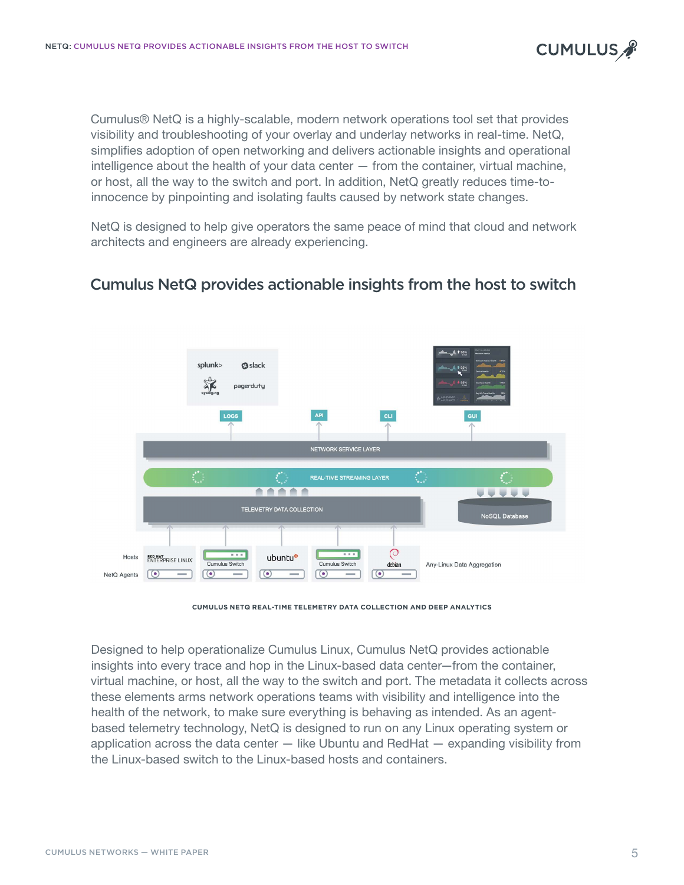Cumulus® NetQ is a highly-scalable, modern network operations tool set that provides visibility and troubleshooting of your overlay and underlay networks in real-time. NetQ, simplifies adoption of open networking and delivers actionable insights and operational intelligence about the health of your data center — from the container, virtual machine, or host, all the way to the switch and port. In addition, NetQ greatly reduces time-to-innocence by pinpointing and isolating faults caused by network state changes.

NetQ is designed to help give operators the same peace of mind that cloud and network architects and engineers are already experiencing.

## Cumulus NetQ provides actionable insights from the host to switch

CUMULUS NETQ REAL-TIME TELEMETRY DATA COLLECTION AND DEEP ANALYTICS

Designed to help operationalize Cumulus Linux, Cumulus NetQ provides actionable insights into every trace and hop in the Linux-based data center—from the container, virtual machine, or host, all the way to the switch and port. The metadata it collects across these elements arms network operations teams with visibility and intelligence into the health of the network, to make sure everything is behaving as intended. As an agent-based telemetry technology, NetQ is designed to run on any Linux operating system or application across the data center — like Ubuntu and RedHat — expanding visibility from the Linux-based switch to the Linux-based hosts and containers.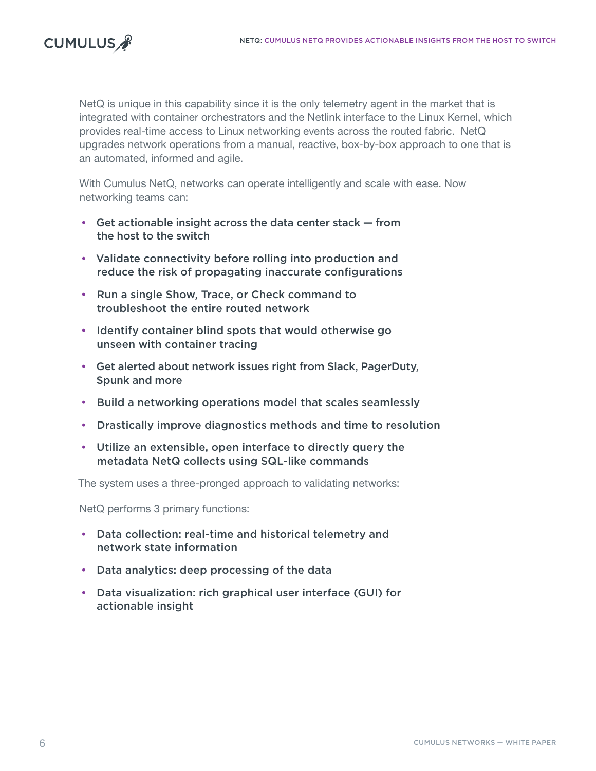NetQ is unique in this capability since it is the only telemetry agent in the market that is integrated with container orchestrators and the Netlink interface to the Linux Kernel, which provides real-time access to Linux networking events across the routed fabric.  NetQ upgrades network operations from a manual, reactive, box-by-box approach to one that is an automated, informed and agile.

With Cumulus NetQ, networks can operate intelligently and scale with ease. Now networking teams can:

- Get actionable insight across the data center stack — from the host to the switch
- Validate connectivity before rolling into production and reduce the risk of propagating inaccurate configurations
- Run a single Show, Trace, or Check command to troubleshoot the entire routed network
- Identify container blind spots that would otherwise go unseen with container tracing
- Get alerted about network issues right from Slack, PagerDuty, Spunk and more
- Build a networking operations model that scales seamlessly
- Drastically improve diagnostics methods and time to resolution
- Utilize an extensible, open interface to directly query the metadata NetQ collects using SQL-like commands

The system uses a three-pronged approach to validating networks:

NetQ performs 3 primary functions:

- Data collection: real-time and historical telemetry and network state information
- Data analytics: deep processing of the data
- Data visualization: rich graphical user interface (GUI) for actionable insight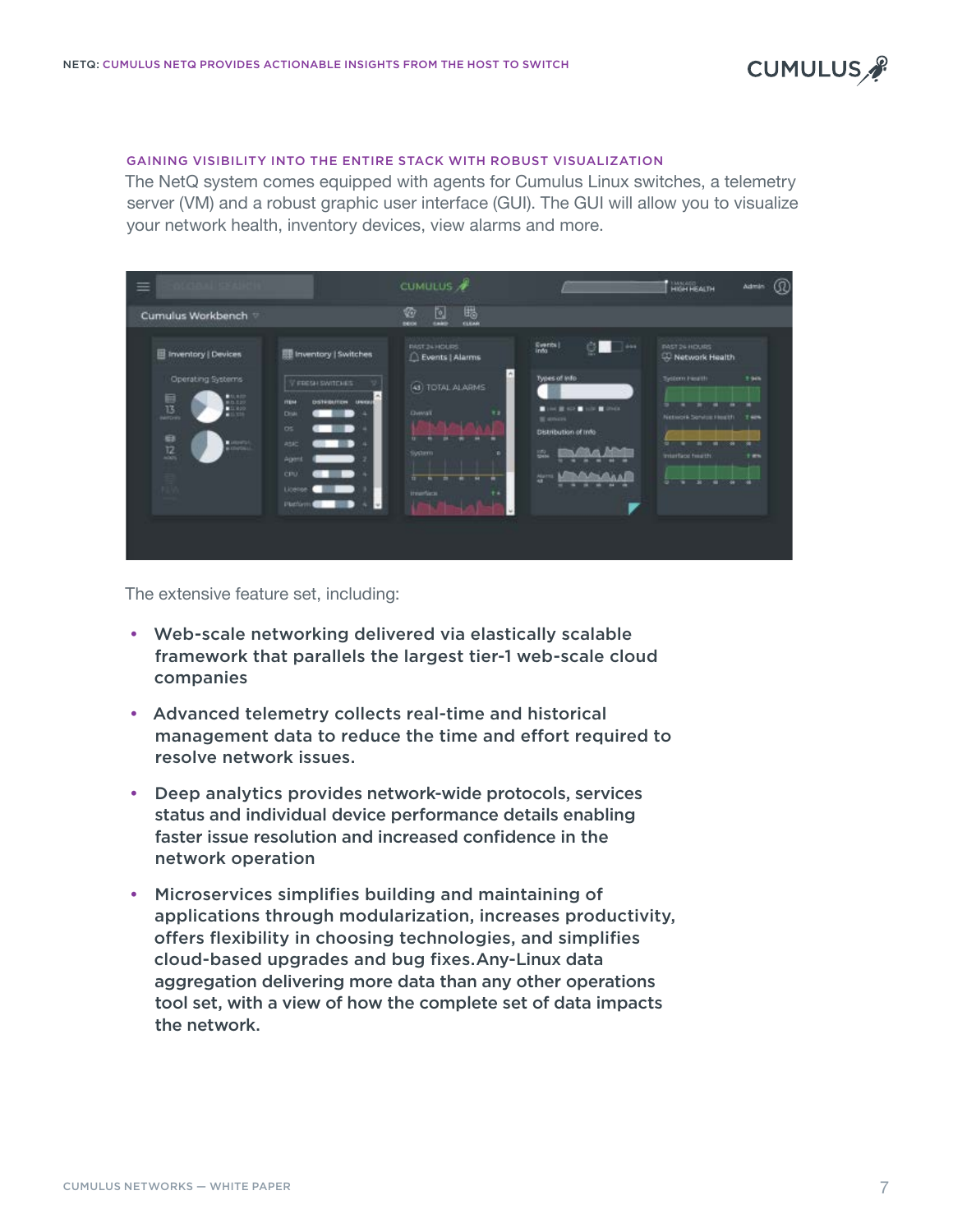## GAINING VISIBILITY INTO THE ENTIRE STACK WITH ROBUST VISUALIZATION

The NetQ system comes equipped with agents for Cumulus Linux switches, a telemetry server (VM) and a robust graphic user interface (GUI). The GUI will allow you to visualize your network health, inventory devices, view alarms and more.

The extensive feature set, including:

- **Web-scale networking delivered via elastically scalable framework that parallels the largest tier-1 web-scale cloud companies**
- **Advanced telemetry collects real-time and historical management data to reduce the time and effort required to resolve network issues.**
- **Deep analytics provides network-wide protocols, services status and individual device performance details enabling faster issue resolution and increased confidence in the network operation**
- **Microservices simplifies building and maintaining of applications through modularization, increases productivity, offers flexibility in choosing technologies, and simplifies cloud-based upgrades and bug fixes.Any-Linux data aggregation delivering more data than any other operations tool set, with a view of how the complete set of data impacts the network.**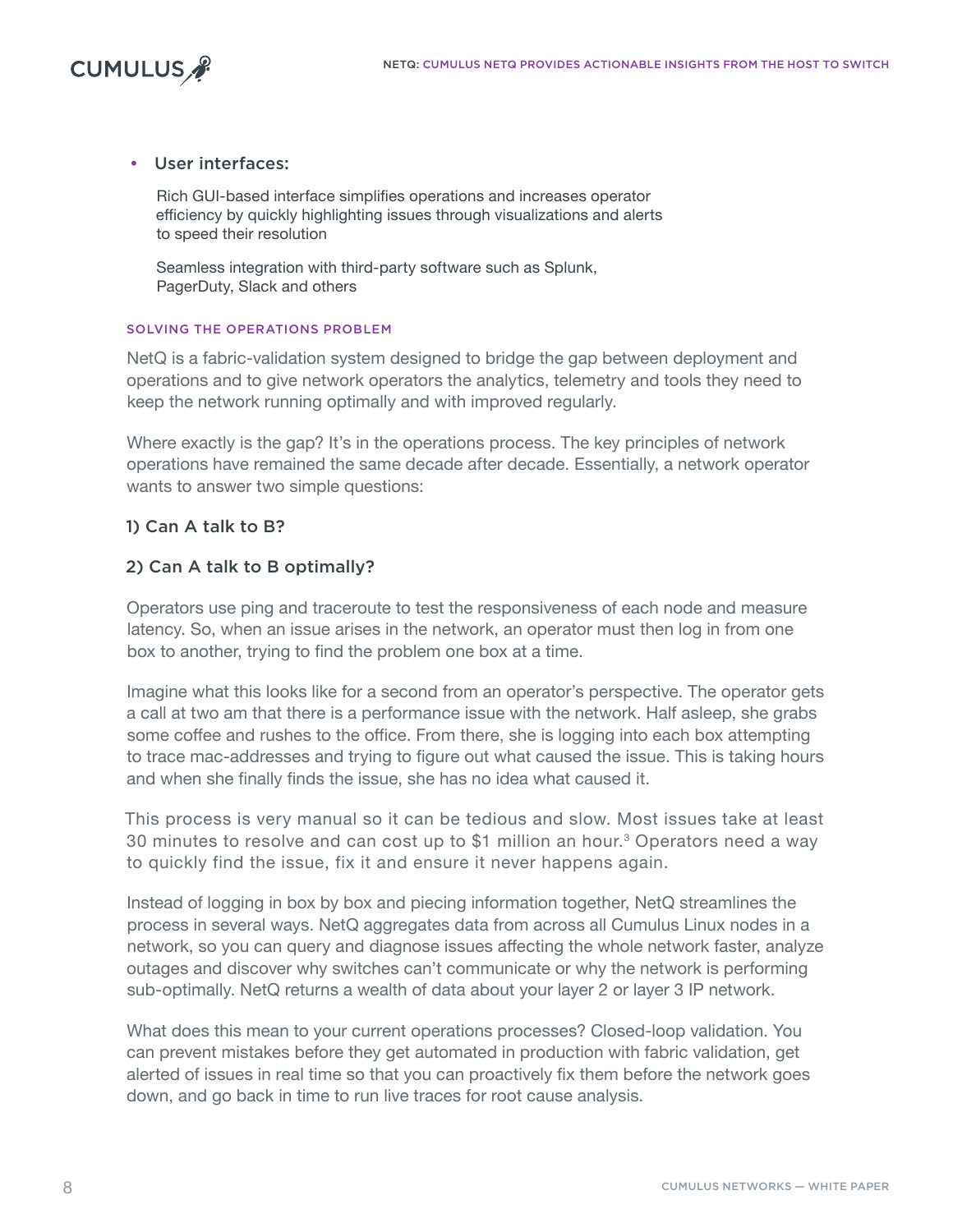- **User interfaces:**

  Rich GUI-based interface simplifies operations and increases operator efficiency by quickly highlighting issues through visualizations and alerts to speed their resolution

  Seamless integration with third-party software such as Splunk, PagerDuty, Slack and others

### SOLVING THE OPERATIONS PROBLEM

NetQ is a fabric-validation system designed to bridge the gap between deployment and operations and to give network operators the analytics, telemetry and tools they need to keep the network running optimally and with improved regularly.

Where exactly is the gap? It's in the operations process. The key principles of network operations have remained the same decade after decade. Essentially, a network operator wants to answer two simple questions:

**1) Can A talk to B?**

**2) Can A talk to B optimally?**

Operators use ping and traceroute to test the responsiveness of each node and measure latency. So, when an issue arises in the network, an operator must then log in from one box to another, trying to find the problem one box at a time.

Imagine what this looks like for a second from an operator's perspective. The operator gets a call at two am that there is a performance issue with the network. Half asleep, she grabs some coffee and rushes to the office. From there, she is logging into each box attempting to trace mac-addresses and trying to figure out what caused the issue. This is taking hours and when she finally finds the issue, she has no idea what caused it.

This process is very manual so it can be tedious and slow. Most issues take at least 30 minutes to resolve and can cost up to $1 million an hour.[3] Operators need a way to quickly find the issue, fix it and ensure it never happens again.

Instead of logging in box by box and piecing information together, NetQ streamlines the process in several ways. NetQ aggregates data from across all Cumulus Linux nodes in a network, so you can query and diagnose issues affecting the whole network faster, analyze outages and discover why switches can't communicate or why the network is performing sub-optimally. NetQ returns a wealth of data about your layer 2 or layer 3 IP network.

What does this mean to your current operations processes? Closed-loop validation. You can prevent mistakes before they get automated in production with fabric validation, get alerted of issues in real time so that you can proactively fix them before the network goes down, and go back in time to run live traces for root cause analysis.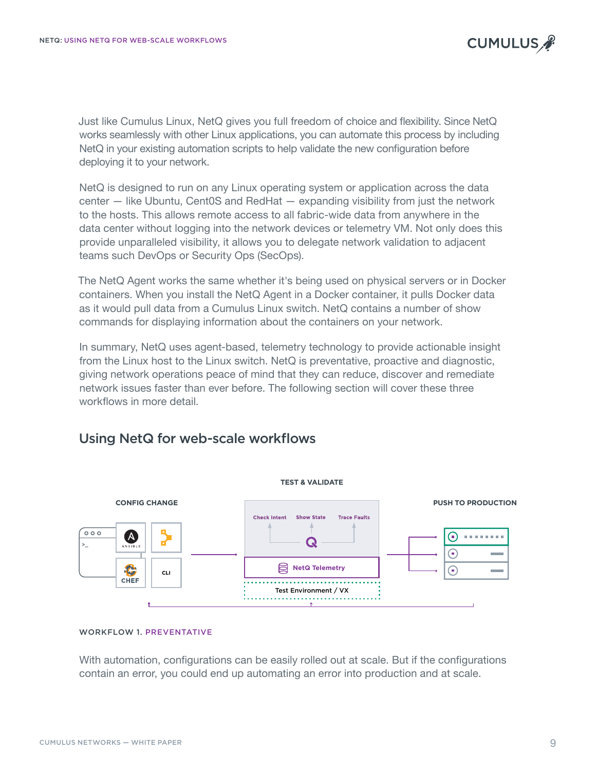Just like Cumulus Linux, NetQ gives you full freedom of choice and flexibility. Since NetQ works seamlessly with other Linux applications, you can automate this process by including NetQ in your existing automation scripts to help validate the new configuration before deploying it to your network.

NetQ is designed to run on any Linux operating system or application across the data center — like Ubuntu, Cent0S and RedHat — expanding visibility from just the network to the hosts. This allows remote access to all fabric-wide data from anywhere in the data center without logging into the network devices or telemetry VM. Not only does this provide unparalleled visibility, it allows you to delegate network validation to adjacent teams such DevOps or Security Ops (SecOps).

The NetQ Agent works the same whether it's being used on physical servers or in Docker containers. When you install the NetQ Agent in a Docker container, it pulls Docker data as it would pull data from a Cumulus Linux switch. NetQ contains a number of show commands for displaying information about the containers on your network.

In summary, NetQ uses agent-based, telemetry technology to provide actionable insight from the Linux host to the Linux switch. NetQ is preventative, proactive and diagnostic, giving network operations peace of mind that they can reduce, discover and remediate network issues faster than ever before. The following section will cover these three workflows in more detail.

## Using NetQ for web-scale workflows

CONFIG CHANGE — ANSIBLE, CHEF, CLI

TEST & VALIDATE — Check Intent, Show State, Trace Faults, NetQ Telemetry, Test Environment / VX

PUSH TO PRODUCTION

WORKFLOW 1. PREVENTATIVE

With automation, configurations can be easily rolled out at scale. But if the configurations contain an error, you could end up automating an error into production and at scale.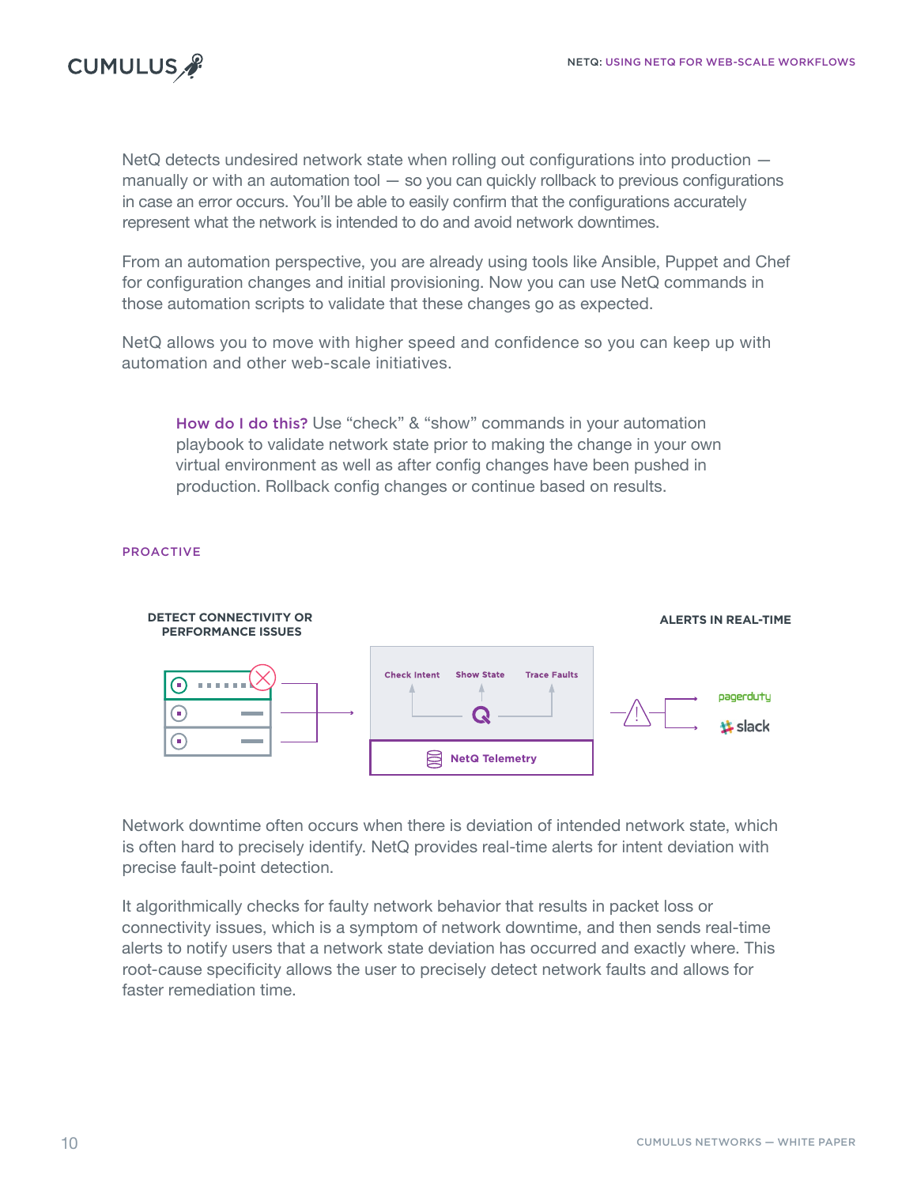NetQ detects undesired network state when rolling out configurations into production — manually or with an automation tool — so you can quickly rollback to previous configurations in case an error occurs. You'll be able to easily confirm that the configurations accurately represent what the network is intended to do and avoid network downtimes.

From an automation perspective, you are already using tools like Ansible, Puppet and Chef for configuration changes and initial provisioning. Now you can use NetQ commands in those automation scripts to validate that these changes go as expected.

NetQ allows you to move with higher speed and confidence so you can keep up with automation and other web-scale initiatives.

> **How do I do this?** Use "check" & "show" commands in your automation playbook to validate network state prior to making the change in your own virtual environment as well as after config changes have been pushed in production. Rollback config changes or continue based on results.

## PROACTIVE

DETECT CONNECTIVITY OR PERFORMANCE ISSUES

Check Intent | Show State | Trace Faults

NetQ Telemetry

ALERTS IN REAL-TIME

pagerduty

slack

Network downtime often occurs when there is deviation of intended network state, which is often hard to precisely identify. NetQ provides real-time alerts for intent deviation with precise fault-point detection.

It algorithmically checks for faulty network behavior that results in packet loss or connectivity issues, which is a symptom of network downtime, and then sends real-time alerts to notify users that a network state deviation has occurred and exactly where. This root-cause specificity allows the user to precisely detect network faults and allows for faster remediation time.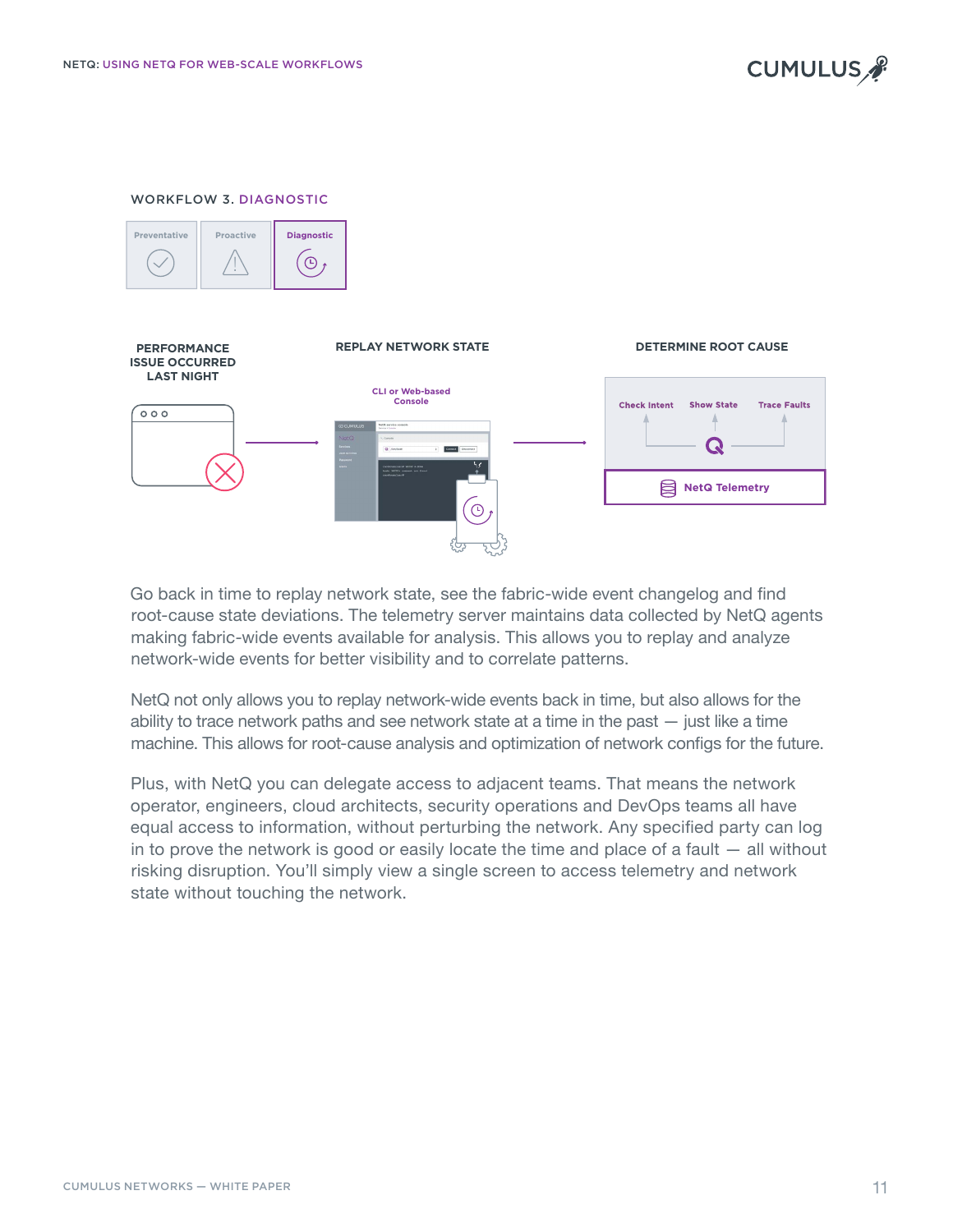## WORKFLOW 3. DIAGNOSTIC

Preventative | Proactive | **Diagnostic**

**PERFORMANCE ISSUE OCCURRED LAST NIGHT**

**REPLAY NETWORK STATE**

CLI or Web-based Console

**DETERMINE ROOT CAUSE**

Check Intent | Show State | Trace Faults

NetQ Telemetry

Go back in time to replay network state, see the fabric-wide event changelog and find root-cause state deviations. The telemetry server maintains data collected by NetQ agents making fabric-wide events available for analysis. This allows you to replay and analyze network-wide events for better visibility and to correlate patterns.

NetQ not only allows you to replay network-wide events back in time, but also allows for the ability to trace network paths and see network state at a time in the past — just like a time machine. This allows for root-cause analysis and optimization of network configs for the future.

Plus, with NetQ you can delegate access to adjacent teams. That means the network operator, engineers, cloud architects, security operations and DevOps teams all have equal access to information, without perturbing the network. Any specified party can log in to prove the network is good or easily locate the time and place of a fault — all without risking disruption. You'll simply view a single screen to access telemetry and network state without touching the network.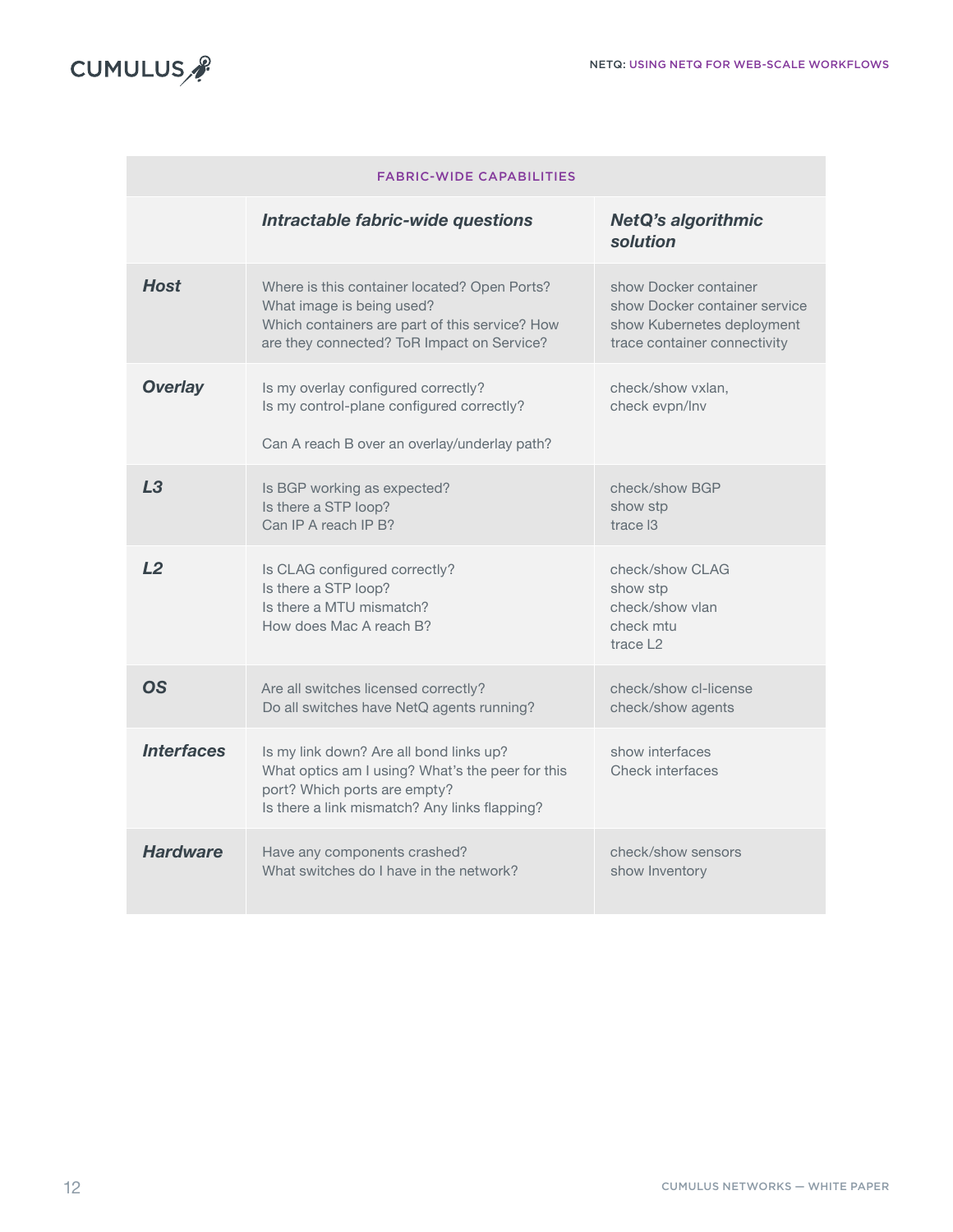| FABRIC-WIDE CAPABILITIES | | |
|---|---|---|
| | ***Intractable fabric-wide questions*** | ***NetQ's algorithmic solution*** |
| ***Host*** | Where is this container located? Open Ports?<br>What image is being used?<br>Which containers are part of this service? How are they connected? ToR Impact on Service? | show Docker container<br>show Docker container service<br>show Kubernetes deployment<br>trace container connectivity |
| ***Overlay*** | Is my overlay configured correctly?<br>Is my control-plane configured correctly?<br><br>Can A reach B over an overlay/underlay path? | check/show vxlan,<br>check evpn/lnv |
| ***L3*** | Is BGP working as expected?<br>Is there a STP loop?<br>Can IP A reach IP B? | check/show BGP<br>show stp<br>trace l3 |
| ***L2*** | Is CLAG configured correctly?<br>Is there a STP loop?<br>Is there a MTU mismatch?<br>How does Mac A reach B? | check/show CLAG<br>show stp<br>check/show vlan<br>check mtu<br>trace L2 |
| ***OS*** | Are all switches licensed correctly?<br>Do all switches have NetQ agents running? | check/show cl-license<br>check/show agents |
| ***Interfaces*** | Is my link down? Are all bond links up?<br>What optics am I using? What's the peer for this port? Which ports are empty?<br>Is there a link mismatch? Any links flapping? | show interfaces<br>Check interfaces |
| ***Hardware*** | Have any components crashed?<br>What switches do I have in the network? | check/show sensors<br>show Inventory |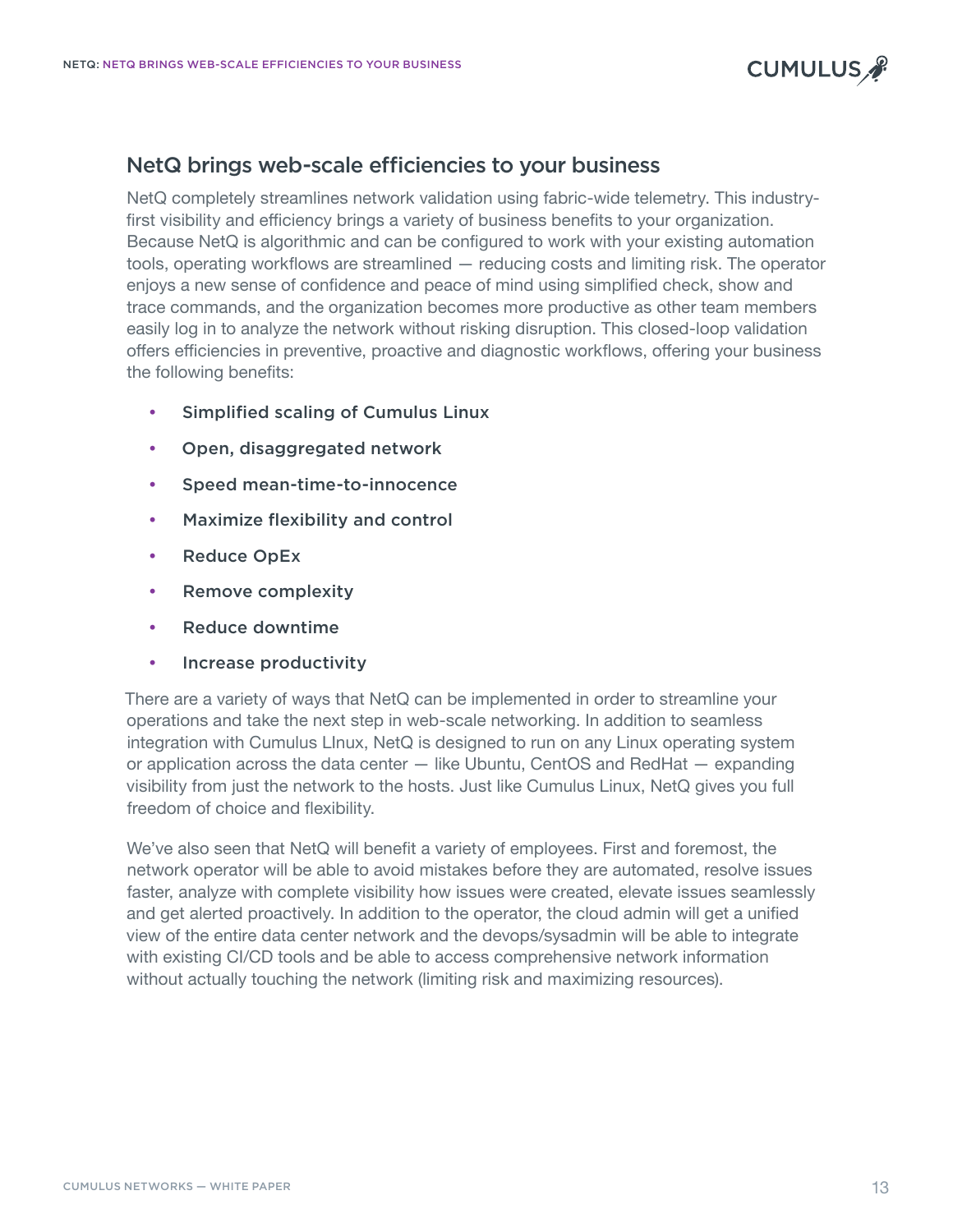## NetQ brings web-scale efficiencies to your business

NetQ completely streamlines network validation using fabric-wide telemetry. This industry-first visibility and efficiency brings a variety of business benefits to your organization. Because NetQ is algorithmic and can be configured to work with your existing automation tools, operating workflows are streamlined — reducing costs and limiting risk. The operator enjoys a new sense of confidence and peace of mind using simplified check, show and trace commands, and the organization becomes more productive as other team members easily log in to analyze the network without risking disruption. This closed-loop validation offers efficiencies in preventive, proactive and diagnostic workflows, offering your business the following benefits:

- Simplified scaling of Cumulus Linux
- Open, disaggregated network
- Speed mean-time-to-innocence
- Maximize flexibility and control
- Reduce OpEx
- Remove complexity
- Reduce downtime
- Increase productivity

There are a variety of ways that NetQ can be implemented in order to streamline your operations and take the next step in web-scale networking. In addition to seamless integration with Cumulus LInux, NetQ is designed to run on any Linux operating system or application across the data center — like Ubuntu, CentOS and RedHat — expanding visibility from just the network to the hosts. Just like Cumulus Linux, NetQ gives you full freedom of choice and flexibility.

We've also seen that NetQ will benefit a variety of employees. First and foremost, the network operator will be able to avoid mistakes before they are automated, resolve issues faster, analyze with complete visibility how issues were created, elevate issues seamlessly and get alerted proactively. In addition to the operator, the cloud admin will get a unified view of the entire data center network and the devops/sysadmin will be able to integrate with existing CI/CD tools and be able to access comprehensive network information without actually touching the network (limiting risk and maximizing resources).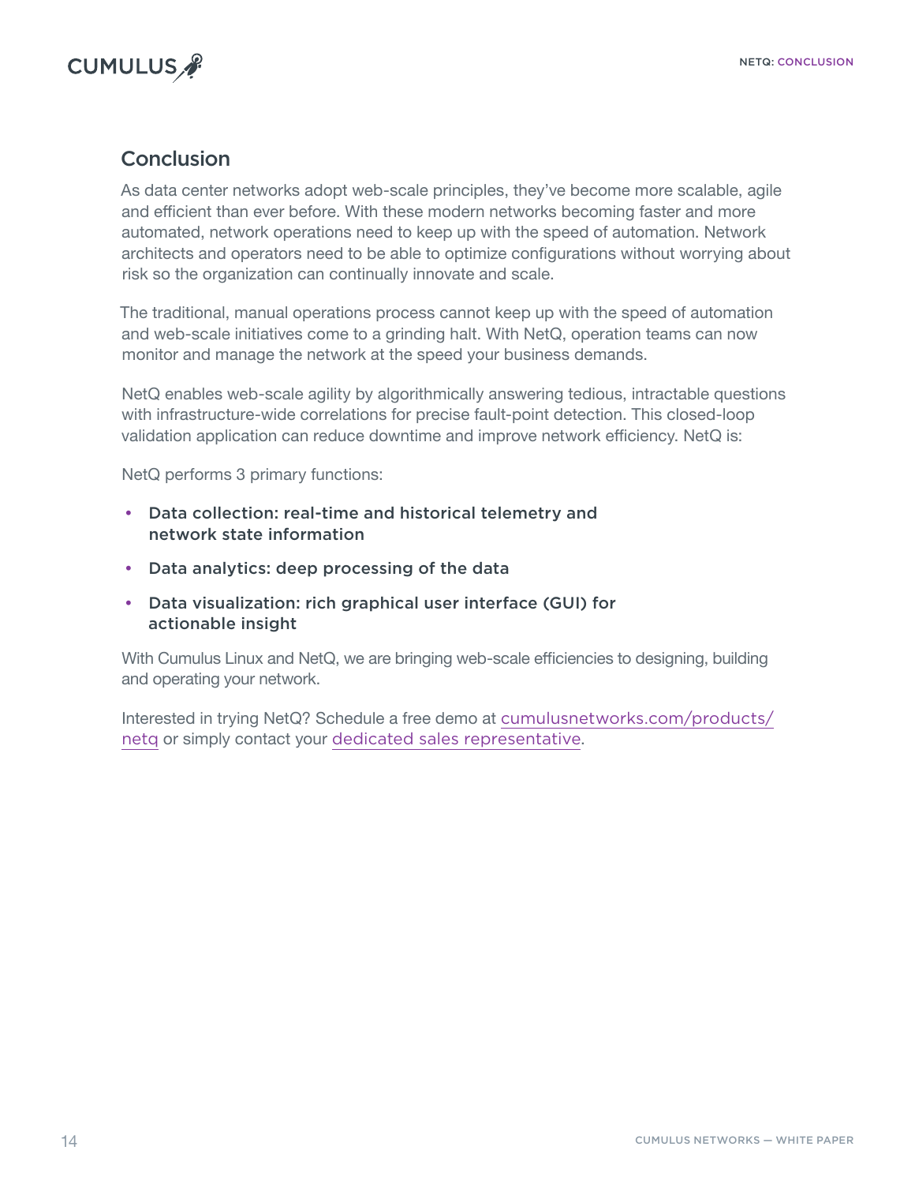## Conclusion

As data center networks adopt web-scale principles, they've become more scalable, agile and efficient than ever before. With these modern networks becoming faster and more automated, network operations need to keep up with the speed of automation. Network architects and operators need to be able to optimize configurations without worrying about risk so the organization can continually innovate and scale.

The traditional, manual operations process cannot keep up with the speed of automation and web-scale initiatives come to a grinding halt. With NetQ, operation teams can now monitor and manage the network at the speed your business demands.

NetQ enables web-scale agility by algorithmically answering tedious, intractable questions with infrastructure-wide correlations for precise fault-point detection. This closed-loop validation application can reduce downtime and improve network efficiency. NetQ is:

NetQ performs 3 primary functions:

- **Data collection: real-time and historical telemetry and network state information**
- **Data analytics: deep processing of the data**
- **Data visualization: rich graphical user interface (GUI) for actionable insight**

With Cumulus Linux and NetQ, we are bringing web-scale efficiencies to designing, building and operating your network.

Interested in trying NetQ? Schedule a free demo at cumulusnetworks.com/products/netq or simply contact your dedicated sales representative.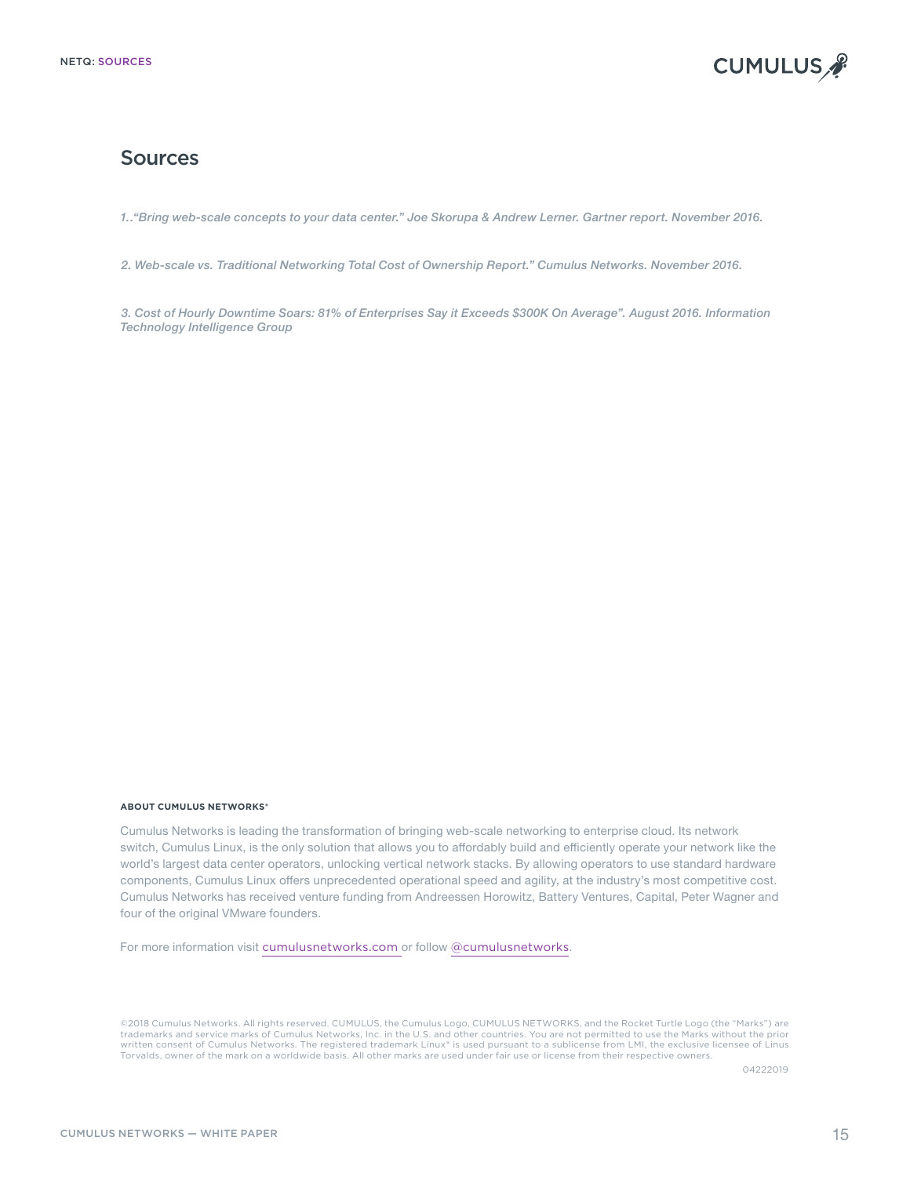## Sources

*1..“Bring web-scale concepts to your data center.” Joe Skorupa & Andrew Lerner. Gartner report. November 2016.*

*2. Web-scale vs. Traditional Networking Total Cost of Ownership Report.” Cumulus Networks. November 2016.*

*3. Cost of Hourly Downtime Soars: 81% of Enterprises Say it Exceeds $300K On Average”. August 2016. Information Technology Intelligence Group*

**ABOUT CUMULUS NETWORKS®**

Cumulus Networks is leading the transformation of bringing web-scale networking to enterprise cloud. Its network switch, Cumulus Linux, is the only solution that allows you to affordably build and efficiently operate your network like the world's largest data center operators, unlocking vertical network stacks. By allowing operators to use standard hardware components, Cumulus Linux offers unprecedented operational speed and agility, at the industry's most competitive cost. Cumulus Networks has received venture funding from Andreessen Horowitz, Battery Ventures, Capital, Peter Wagner and four of the original VMware founders.

For more information visit cumulusnetworks.com or follow @cumulusnetworks.

©2018 Cumulus Networks. All rights reserved. CUMULUS, the Cumulus Logo, CUMULUS NETWORKS, and the Rocket Turtle Logo (the "Marks") are trademarks and service marks of Cumulus Networks, Inc. in the U.S. and other countries. You are not permitted to use the Marks without the prior written consent of Cumulus Networks. The registered trademark Linux® is used pursuant to a sublicense from LMI, the exclusive licensee of Linus Torvalds, owner of the mark on a worldwide basis. All other marks are used under fair use or license from their respective owners.

04222019